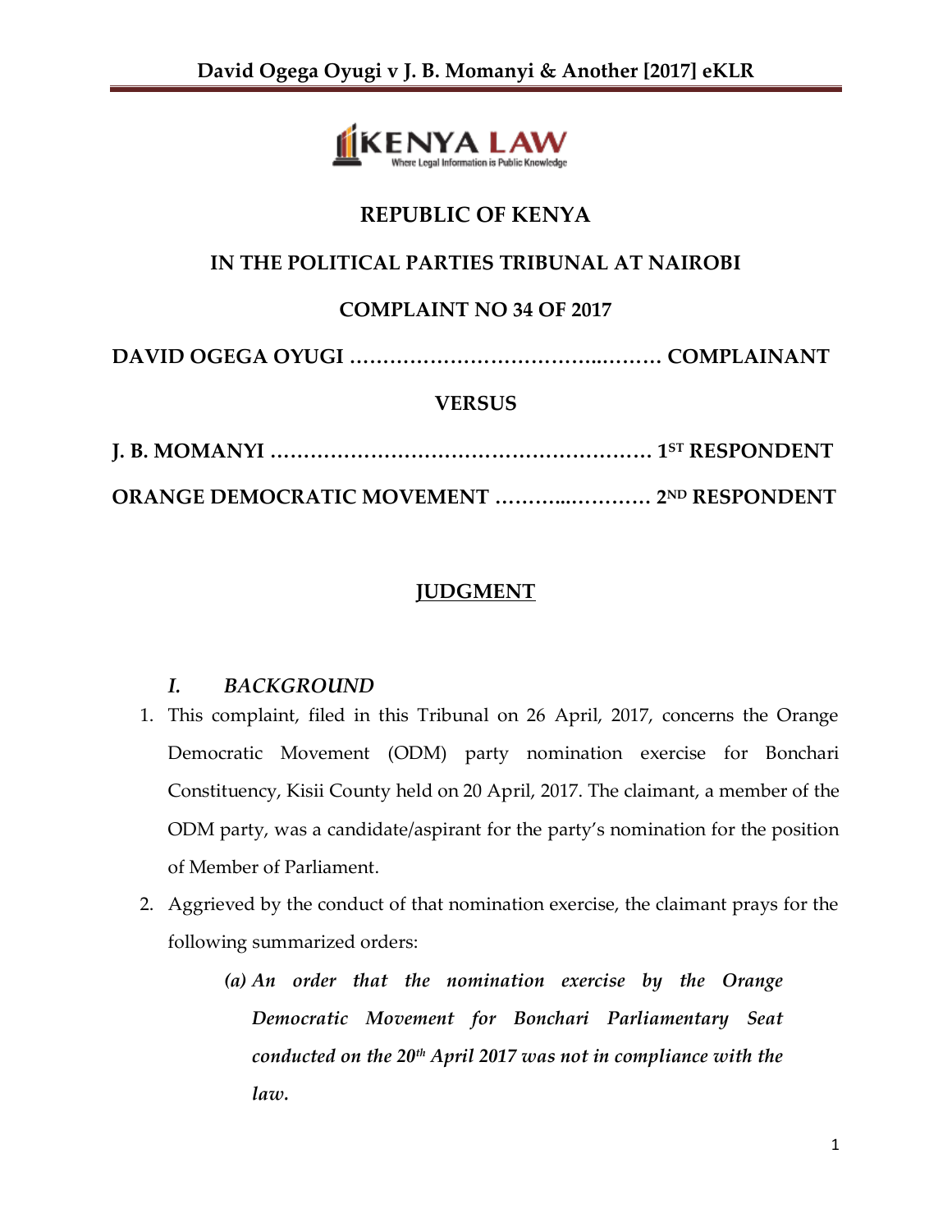# REPUBLIC OF KENYA

## IN THE POLITICAL PARTIES TRIBUNAL AT NAIROBI

## COMPLAINT NO 34 OF 2017

**DAVID OGEGA OYUGI …………………………….……… COMPLAINANT**

**VERSUS**

**J. B. MOMANYI ………………………………………………… 1ST RESPONDENT**

**ORANGE DEMOCRATIC MOVEMENT ………..………… 2ND RESPONDENT**

## JUDGMENT

### *I. BACKGROUND*

1. This complaint, filed in this Tribunal on 26 April, 2017, concerns the Orange Democratic Movement (ODM) party nomination exercise for Bonchari Constituency, Kisii County held on 20 April, 2017. The claimant, a member of the ODM party, was a candidate/aspirant for the party's nomination for the position of Member of Parliament.
2. Aggrieved by the conduct of that nomination exercise, the claimant prays for the following summarized orders:
   - *(a) An order that the nomination exercise by the Orange Democratic Movement for Bonchari Parliamentary Seat conducted on the 20th April 2017 was not in compliance with the law.*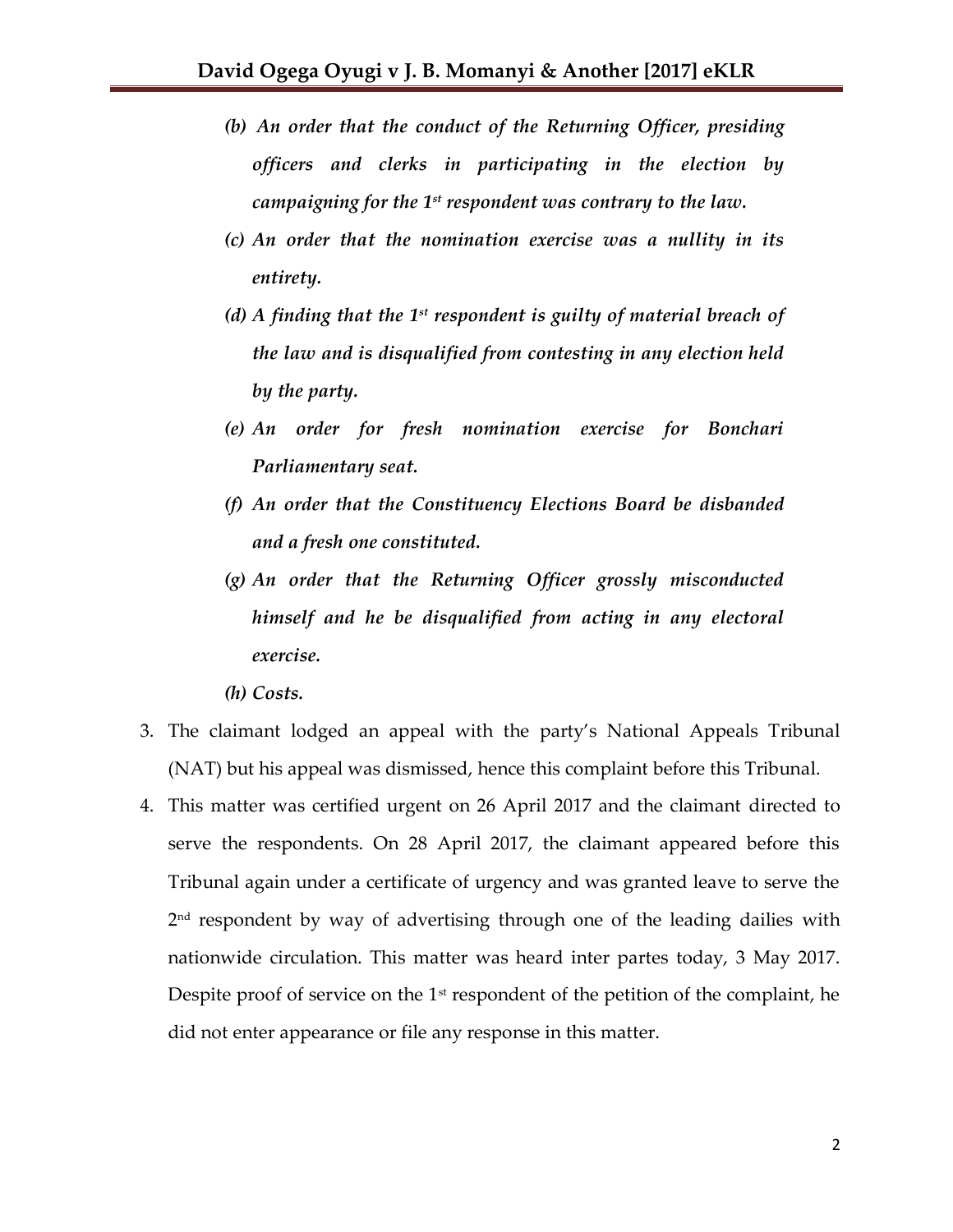*(b) An order that the conduct of the Returning Officer, presiding officers and clerks in participating in the election by campaigning for the 1st respondent was contrary to the law.*

*(c) An order that the nomination exercise was a nullity in its entirety.*

*(d) A finding that the 1st respondent is guilty of material breach of the law and is disqualified from contesting in any election held by the party.*

*(e) An order for fresh nomination exercise for Bonchari Parliamentary seat.*

*(f) An order that the Constituency Elections Board be disbanded and a fresh one constituted.*

*(g) An order that the Returning Officer grossly misconducted himself and he be disqualified from acting in any electoral exercise.*

*(h) Costs.*

3. The claimant lodged an appeal with the party's National Appeals Tribunal (NAT) but his appeal was dismissed, hence this complaint before this Tribunal.

4. This matter was certified urgent on 26 April 2017 and the claimant directed to serve the respondents. On 28 April 2017, the claimant appeared before this Tribunal again under a certificate of urgency and was granted leave to serve the 2nd respondent by way of advertising through one of the leading dailies with nationwide circulation. This matter was heard inter partes today, 3 May 2017. Despite proof of service on the 1st respondent of the petition of the complaint, he did not enter appearance or file any response in this matter.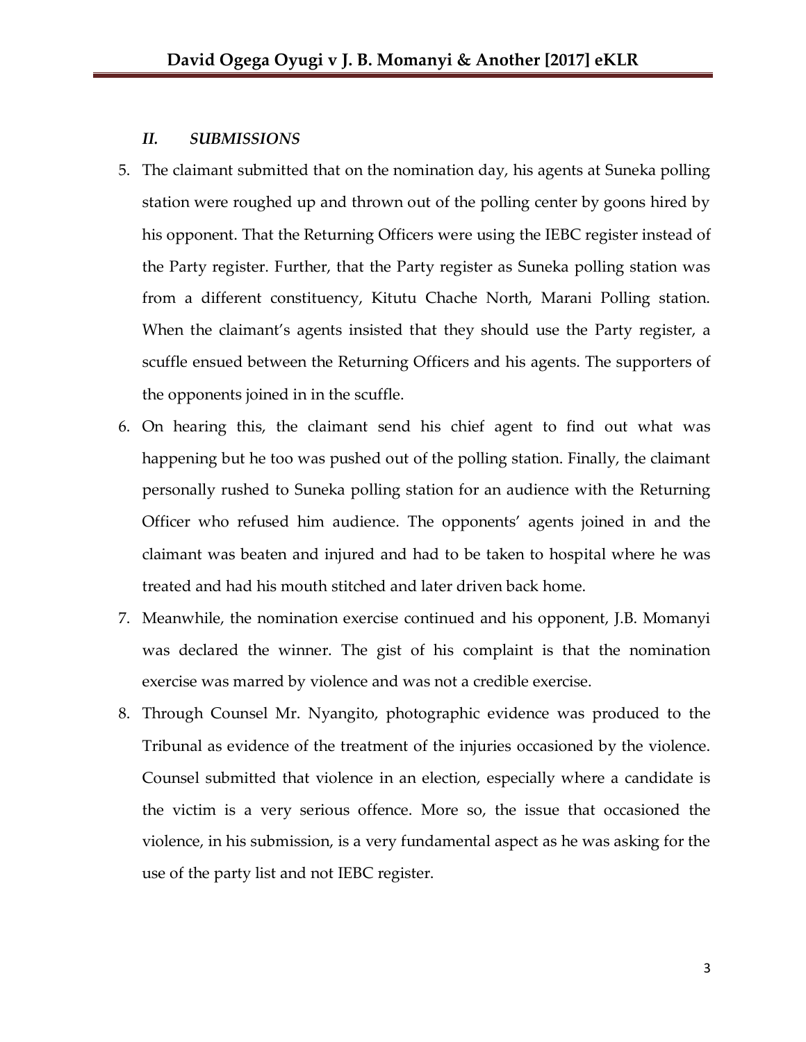### *II. SUBMISSIONS*

5. The claimant submitted that on the nomination day, his agents at Suneka polling station were roughed up and thrown out of the polling center by goons hired by his opponent. That the Returning Officers were using the IEBC register instead of the Party register. Further, that the Party register as Suneka polling station was from a different constituency, Kitutu Chache North, Marani Polling station. When the claimant's agents insisted that they should use the Party register, a scuffle ensued between the Returning Officers and his agents. The supporters of the opponents joined in in the scuffle.
6. On hearing this, the claimant send his chief agent to find out what was happening but he too was pushed out of the polling station. Finally, the claimant personally rushed to Suneka polling station for an audience with the Returning Officer who refused him audience. The opponents' agents joined in and the claimant was beaten and injured and had to be taken to hospital where he was treated and had his mouth stitched and later driven back home.
7. Meanwhile, the nomination exercise continued and his opponent, J.B. Momanyi was declared the winner. The gist of his complaint is that the nomination exercise was marred by violence and was not a credible exercise.
8. Through Counsel Mr. Nyangito, photographic evidence was produced to the Tribunal as evidence of the treatment of the injuries occasioned by the violence. Counsel submitted that violence in an election, especially where a candidate is the victim is a very serious offence. More so, the issue that occasioned the violence, in his submission, is a very fundamental aspect as he was asking for the use of the party list and not IEBC register.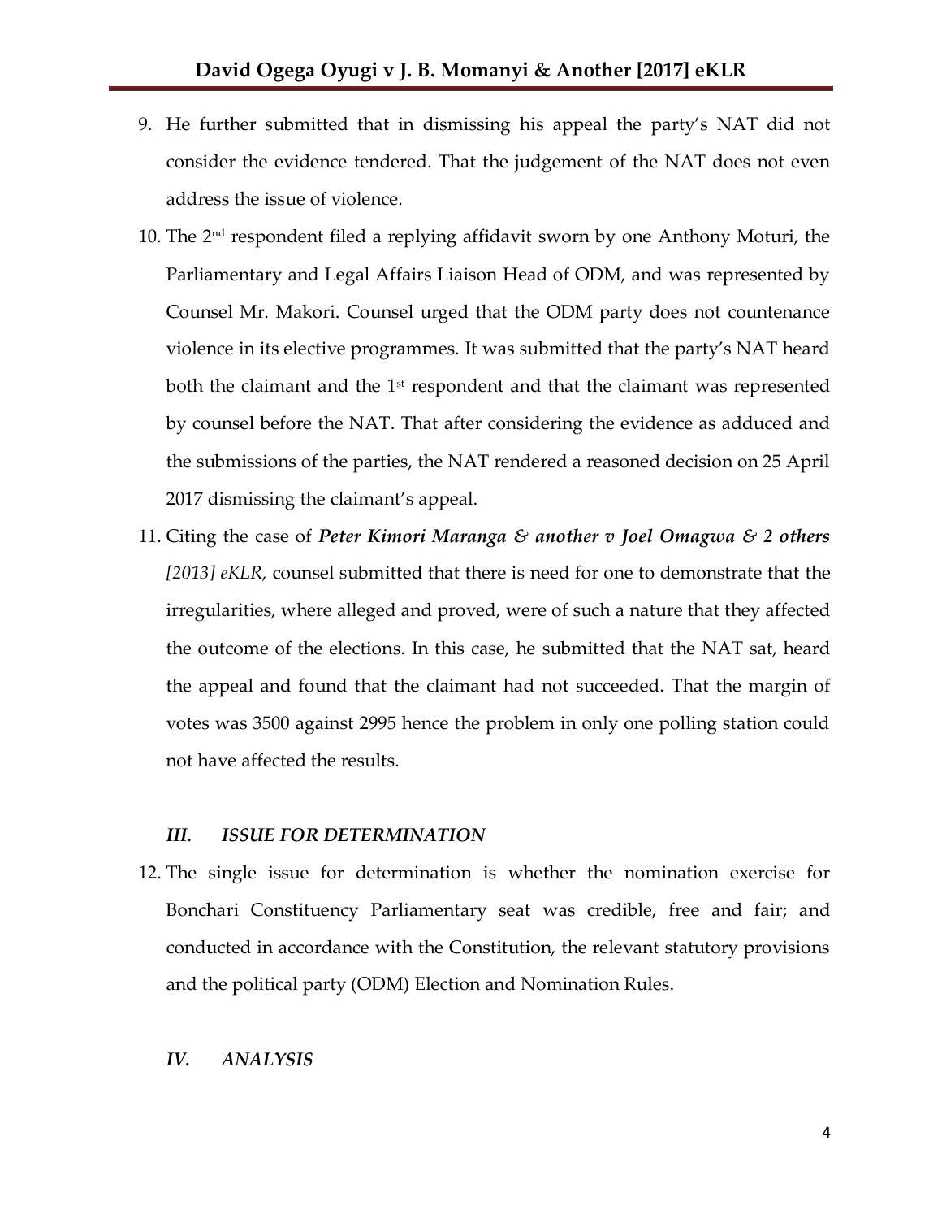9. He further submitted that in dismissing his appeal the party's NAT did not consider the evidence tendered. That the judgement of the NAT does not even address the issue of violence.

10. The 2nd respondent filed a replying affidavit sworn by one Anthony Moturi, the Parliamentary and Legal Affairs Liaison Head of ODM, and was represented by Counsel Mr. Makori. Counsel urged that the ODM party does not countenance violence in its elective programmes. It was submitted that the party's NAT heard both the claimant and the 1st respondent and that the claimant was represented by counsel before the NAT. That after considering the evidence as adduced and the submissions of the parties, the NAT rendered a reasoned decision on 25 April 2017 dismissing the claimant's appeal.

11. Citing the case of ***Peter Kimori Maranga & another v Joel Omagwa & 2 others*** *[2013] eKLR,* counsel submitted that there is need for one to demonstrate that the irregularities, where alleged and proved, were of such a nature that they affected the outcome of the elections. In this case, he submitted that the NAT sat, heard the appeal and found that the claimant had not succeeded. That the margin of votes was 3500 against 2995 hence the problem in only one polling station could not have affected the results.

### *III. ISSUE FOR DETERMINATION*

12. The single issue for determination is whether the nomination exercise for Bonchari Constituency Parliamentary seat was credible, free and fair; and conducted in accordance with the Constitution, the relevant statutory provisions and the political party (ODM) Election and Nomination Rules.

### *IV. ANALYSIS*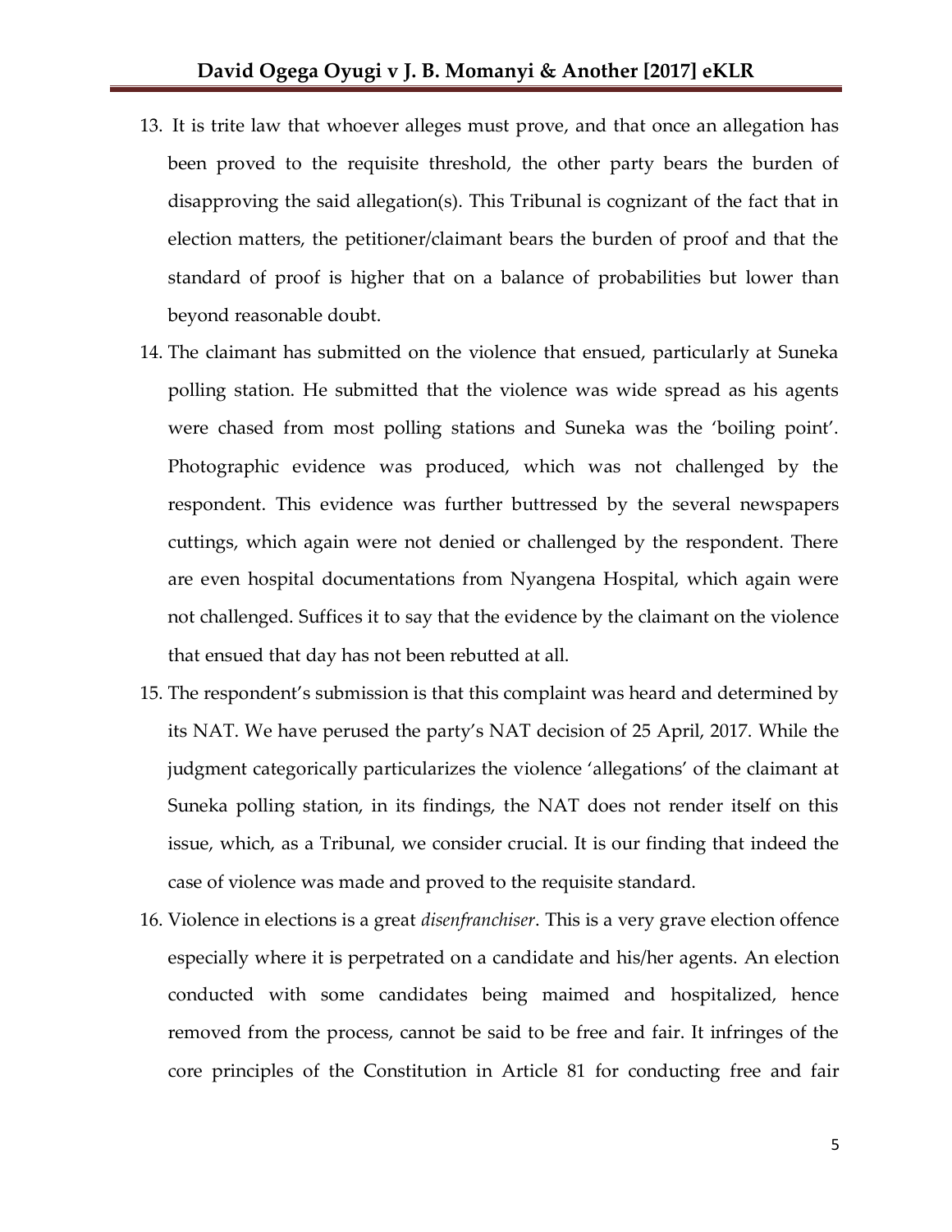13. It is trite law that whoever alleges must prove, and that once an allegation has been proved to the requisite threshold, the other party bears the burden of disapproving the said allegation(s). This Tribunal is cognizant of the fact that in election matters, the petitioner/claimant bears the burden of proof and that the standard of proof is higher that on a balance of probabilities but lower than beyond reasonable doubt.
14. The claimant has submitted on the violence that ensued, particularly at Suneka polling station. He submitted that the violence was wide spread as his agents were chased from most polling stations and Suneka was the 'boiling point'. Photographic evidence was produced, which was not challenged by the respondent. This evidence was further buttressed by the several newspapers cuttings, which again were not denied or challenged by the respondent. There are even hospital documentations from Nyangena Hospital, which again were not challenged. Suffices it to say that the evidence by the claimant on the violence that ensued that day has not been rebutted at all.
15. The respondent's submission is that this complaint was heard and determined by its NAT. We have perused the party's NAT decision of 25 April, 2017. While the judgment categorically particularizes the violence 'allegations' of the claimant at Suneka polling station, in its findings, the NAT does not render itself on this issue, which, as a Tribunal, we consider crucial. It is our finding that indeed the case of violence was made and proved to the requisite standard.
16. Violence in elections is a great *disenfranchiser*. This is a very grave election offence especially where it is perpetrated on a candidate and his/her agents. An election conducted with some candidates being maimed and hospitalized, hence removed from the process, cannot be said to be free and fair. It infringes of the core principles of the Constitution in Article 81 for conducting free and fair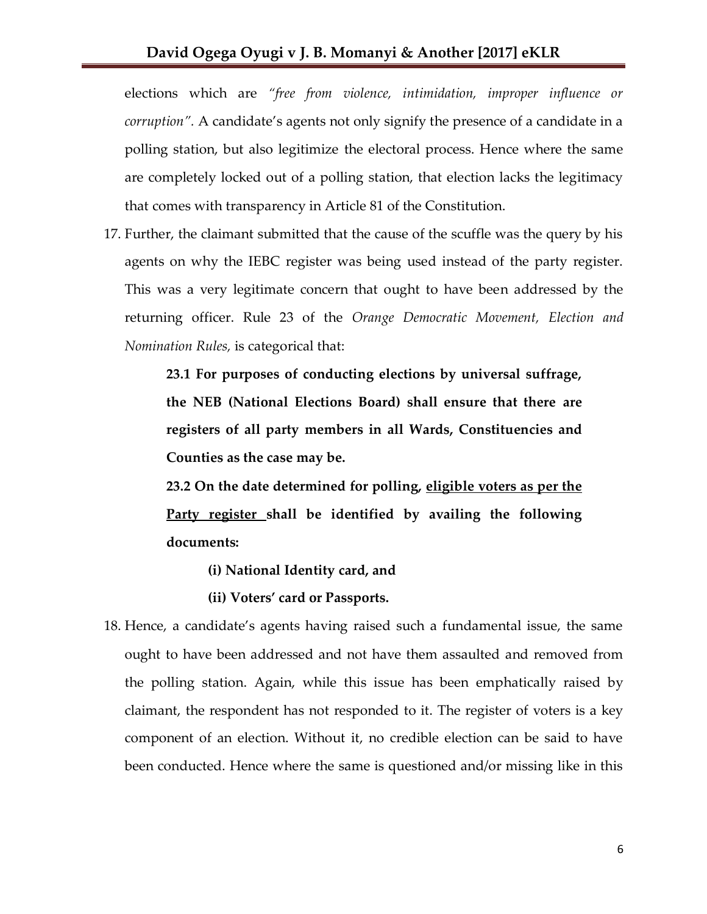elections which are *"free from violence, intimidation, improper influence or corruption".* A candidate's agents not only signify the presence of a candidate in a polling station, but also legitimize the electoral process. Hence where the same are completely locked out of a polling station, that election lacks the legitimacy that comes with transparency in Article 81 of the Constitution.

17. Further, the claimant submitted that the cause of the scuffle was the query by his agents on why the IEBC register was being used instead of the party register. This was a very legitimate concern that ought to have been addressed by the returning officer. Rule 23 of the *Orange Democratic Movement, Election and Nomination Rules,* is categorical that:

    > **23.1 For purposes of conducting elections by universal suffrage, the NEB (National Elections Board) shall ensure that there are registers of all party members in all Wards, Constituencies and Counties as the case may be.**
    >
    > **23.2 On the date determined for polling, <u>eligible voters as per the Party register</u> shall be identified by availing the following documents:**
    >
    > **(i) National Identity card, and**
    >
    > **(ii) Voters' card or Passports.**

18. Hence, a candidate's agents having raised such a fundamental issue, the same ought to have been addressed and not have them assaulted and removed from the polling station. Again, while this issue has been emphatically raised by claimant, the respondent has not responded to it. The register of voters is a key component of an election. Without it, no credible election can be said to have been conducted. Hence where the same is questioned and/or missing like in this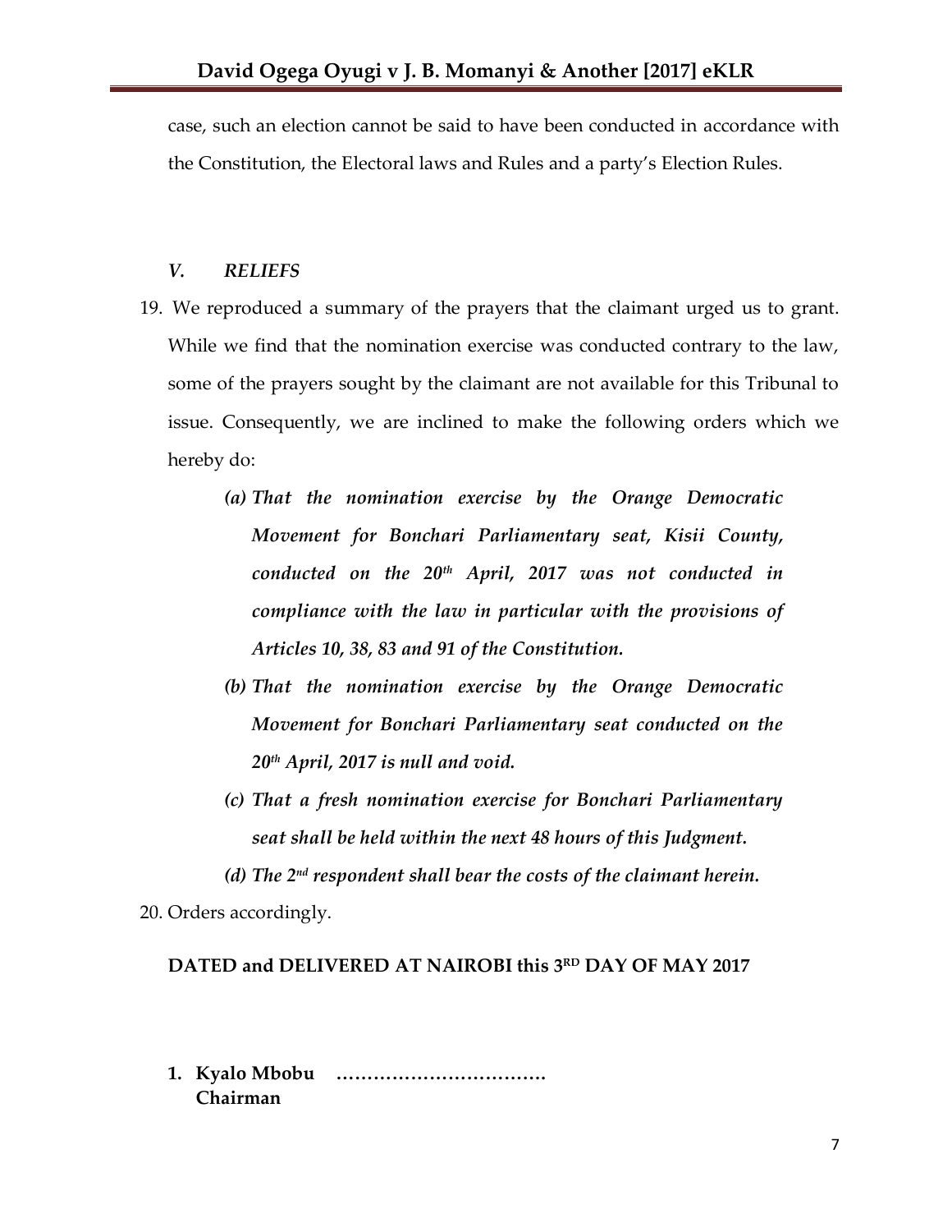case, such an election cannot be said to have been conducted in accordance with the Constitution, the Electoral laws and Rules and a party's Election Rules.

### *V. RELIEFS*

19. We reproduced a summary of the prayers that the claimant urged us to grant. While we find that the nomination exercise was conducted contrary to the law, some of the prayers sought by the claimant are not available for this Tribunal to issue. Consequently, we are inclined to make the following orders which we hereby do:

    *(a) That the nomination exercise by the Orange Democratic Movement for Bonchari Parliamentary seat, Kisii County, conducted on the 20th April, 2017 was not conducted in compliance with the law in particular with the provisions of Articles 10, 38, 83 and 91 of the Constitution.*

    *(b) That the nomination exercise by the Orange Democratic Movement for Bonchari Parliamentary seat conducted on the 20th April, 2017 is null and void.*

    *(c) That a fresh nomination exercise for Bonchari Parliamentary seat shall be held within the next 48 hours of this Judgment.*

    *(d) The 2nd respondent shall bear the costs of the claimant herein.*

20. Orders accordingly.

**DATED and DELIVERED AT NAIROBI this 3RD DAY OF MAY 2017**

1. **Kyalo Mbobu** …………………………….
   **Chairman**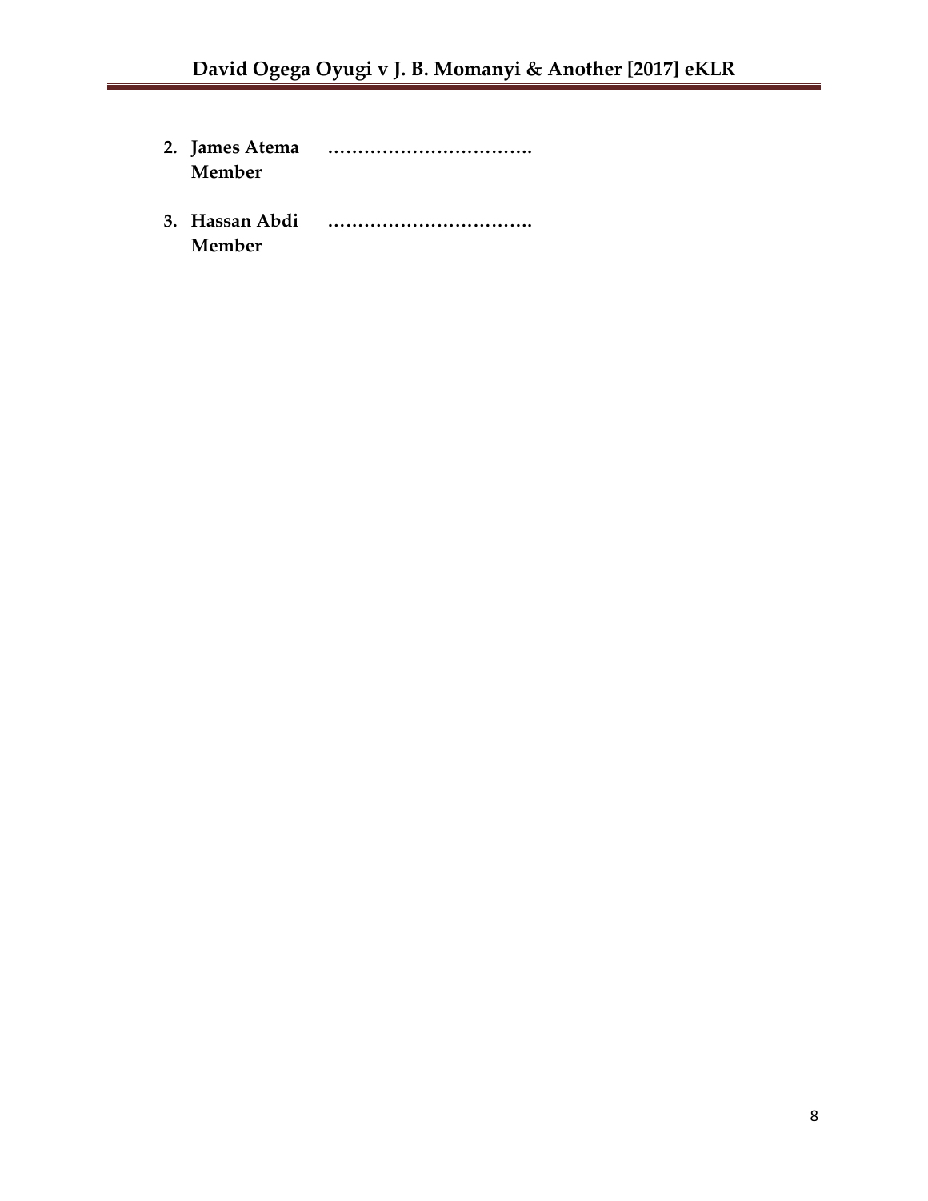2. **James Atema** **…………………………….**
   **Member**

3. **Hassan Abdi** **…………………………….**
   **Member**